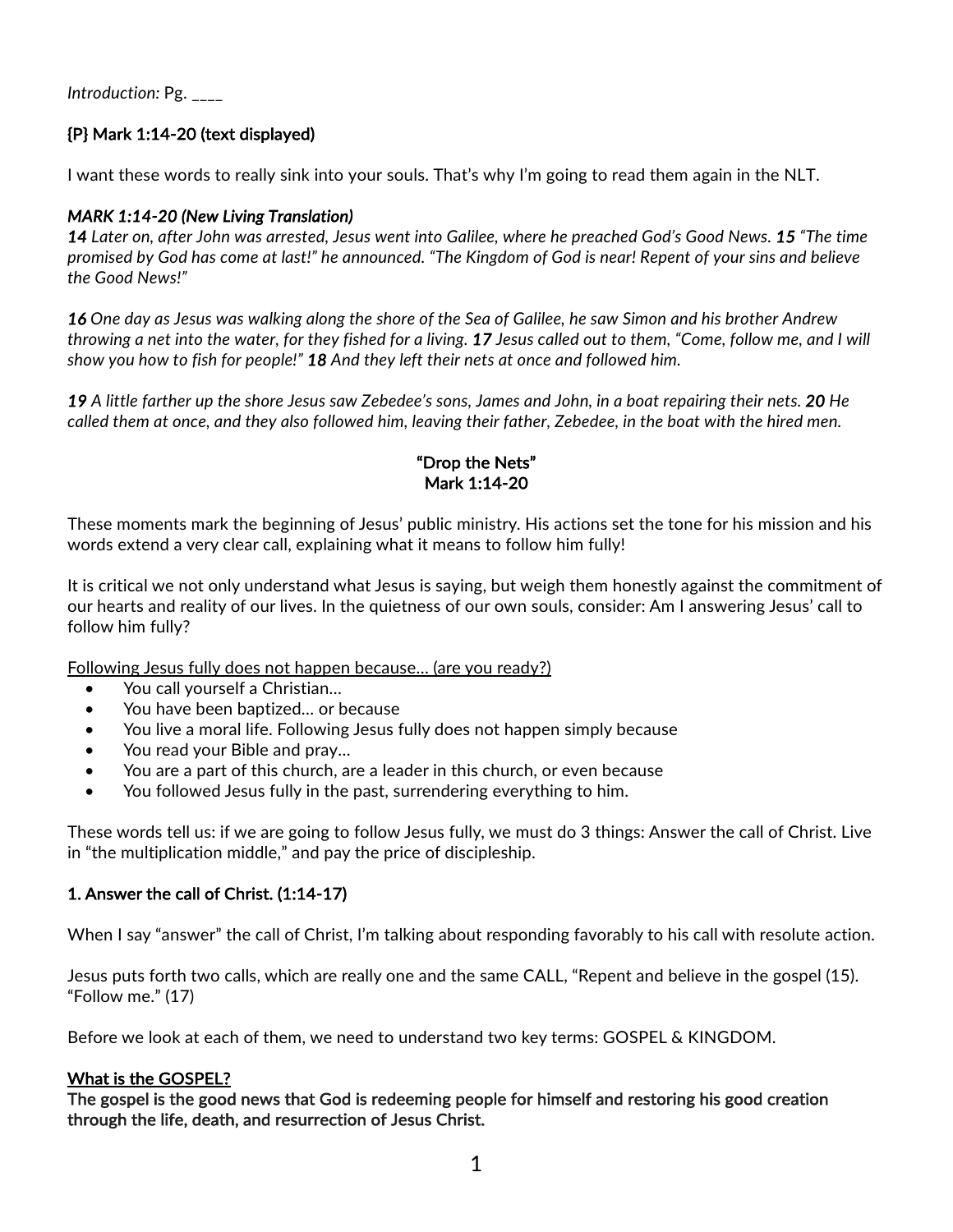*Introduction:* Pg. ____

**{P} Mark 1:14-20 (text displayed)**

I want these words to really sink into your souls. That's why I'm going to read them again in the NLT.

***MARK 1:14-20 (New Living Translation)***
***14*** *Later on, after John was arrested, Jesus went into Galilee, where he preached God's Good News.* ***15*** *"The time promised by God has come at last!" he announced. "The Kingdom of God is near! Repent of your sins and believe the Good News!"*

***16*** *One day as Jesus was walking along the shore of the Sea of Galilee, he saw Simon and his brother Andrew throwing a net into the water, for they fished for a living.* ***17*** *Jesus called out to them, "Come, follow me, and I will show you how to fish for people!"* ***18*** *And they left their nets at once and followed him.*

***19*** *A little farther up the shore Jesus saw Zebedee's sons, James and John, in a boat repairing their nets.* ***20*** *He called them at once, and they also followed him, leaving their father, Zebedee, in the boat with the hired men.*

# "Drop the Nets"
## Mark 1:14-20

These moments mark the beginning of Jesus' public ministry. His actions set the tone for his mission and his words extend a very clear call, explaining what it means to follow him fully!

It is critical we not only understand what Jesus is saying, but weigh them honestly against the commitment of our hearts and reality of our lives. In the quietness of our own souls, consider: Am I answering Jesus' call to follow him fully?

<u>Following Jesus fully does not happen because… (are you ready?)</u>

- You call yourself a Christian…
- You have been baptized… or because
- You live a moral life. Following Jesus fully does not happen simply because
- You read your Bible and pray…
- You are a part of this church, are a leader in this church, or even because
- You followed Jesus fully in the past, surrendering everything to him.

These words tell us: if we are going to follow Jesus fully, we must do 3 things: Answer the call of Christ. Live in "the multiplication middle," and pay the price of discipleship.

### 1. Answer the call of Christ. (1:14-17)

When I say "answer" the call of Christ, I'm talking about responding favorably to his call with resolute action.

Jesus puts forth two calls, which are really one and the same CALL, "Repent and believe in the gospel (15). "Follow me." (17)

Before we look at each of them, we need to understand two key terms: GOSPEL & KINGDOM.

**<u>What is the GOSPEL?</u>**
**The gospel is the good news that God is redeeming people for himself and restoring his good creation through the life, death, and resurrection of Jesus Christ.**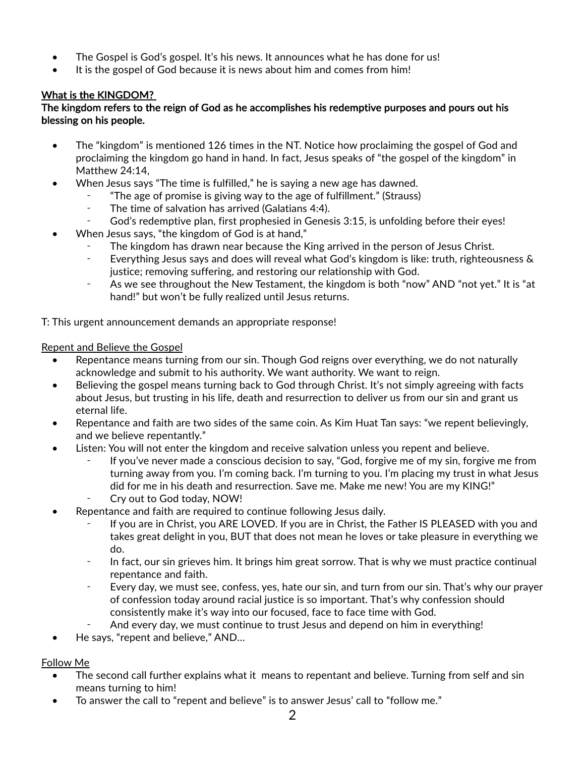- The Gospel is God's gospel. It's his news. It announces what he has done for us!
- It is the gospel of God because it is news about him and comes from him!

<u>**What is the KINGDOM?**</u>

**The kingdom refers to the reign of God as he accomplishes his redemptive purposes and pours out his blessing on his people.**

- The "kingdom" is mentioned 126 times in the NT. Notice how proclaiming the gospel of God and proclaiming the kingdom go hand in hand. In fact, Jesus speaks of "the gospel of the kingdom" in Matthew 24:14,
- When Jesus says "The time is fulfilled," he is saying a new age has dawned.
  - "The age of promise is giving way to the age of fulfillment." (Strauss)
  - The time of salvation has arrived (Galatians 4:4).
  - God's redemptive plan, first prophesied in Genesis 3:15, is unfolding before their eyes!
- When Jesus says, "the kingdom of God is at hand,"
  - The kingdom has drawn near because the King arrived in the person of Jesus Christ.
  - Everything Jesus says and does will reveal what God's kingdom is like: truth, righteousness & justice; removing suffering, and restoring our relationship with God.
  - As we see throughout the New Testament, the kingdom is both "now" AND "not yet." It is "at hand!" but won't be fully realized until Jesus returns.

T: This urgent announcement demands an appropriate response!

<u>Repent and Believe the Gospel</u>

- Repentance means turning from our sin. Though God reigns over everything, we do not naturally acknowledge and submit to his authority. We want authority. We want to reign.
- Believing the gospel means turning back to God through Christ. It's not simply agreeing with facts about Jesus, but trusting in his life, death and resurrection to deliver us from our sin and grant us eternal life.
- Repentance and faith are two sides of the same coin. As Kim Huat Tan says: "we repent believingly, and we believe repentantly."
- Listen: You will not enter the kingdom and receive salvation unless you repent and believe.
  - If you've never made a conscious decision to say, "God, forgive me of my sin, forgive me from turning away from you. I'm coming back. I'm turning to you. I'm placing my trust in what Jesus did for me in his death and resurrection. Save me. Make me new! You are my KING!"
  - Cry out to God today, NOW!
- Repentance and faith are required to continue following Jesus daily.
  - If you are in Christ, you ARE LOVED. If you are in Christ, the Father IS PLEASED with you and takes great delight in you, BUT that does not mean he loves or take pleasure in everything we do.
  - In fact, our sin grieves him. It brings him great sorrow. That is why we must practice continual repentance and faith.
  - Every day, we must see, confess, yes, hate our sin, and turn from our sin. That's why our prayer of confession today around racial justice is so important. That's why confession should consistently make it's way into our focused, face to face time with God.
  - And every day, we must continue to trust Jesus and depend on him in everything!
- He says, "repent and believe," AND…

<u>Follow Me</u>

- The second call further explains what it means to repentant and believe. Turning from self and sin means turning to him!
- To answer the call to "repent and believe" is to answer Jesus' call to "follow me."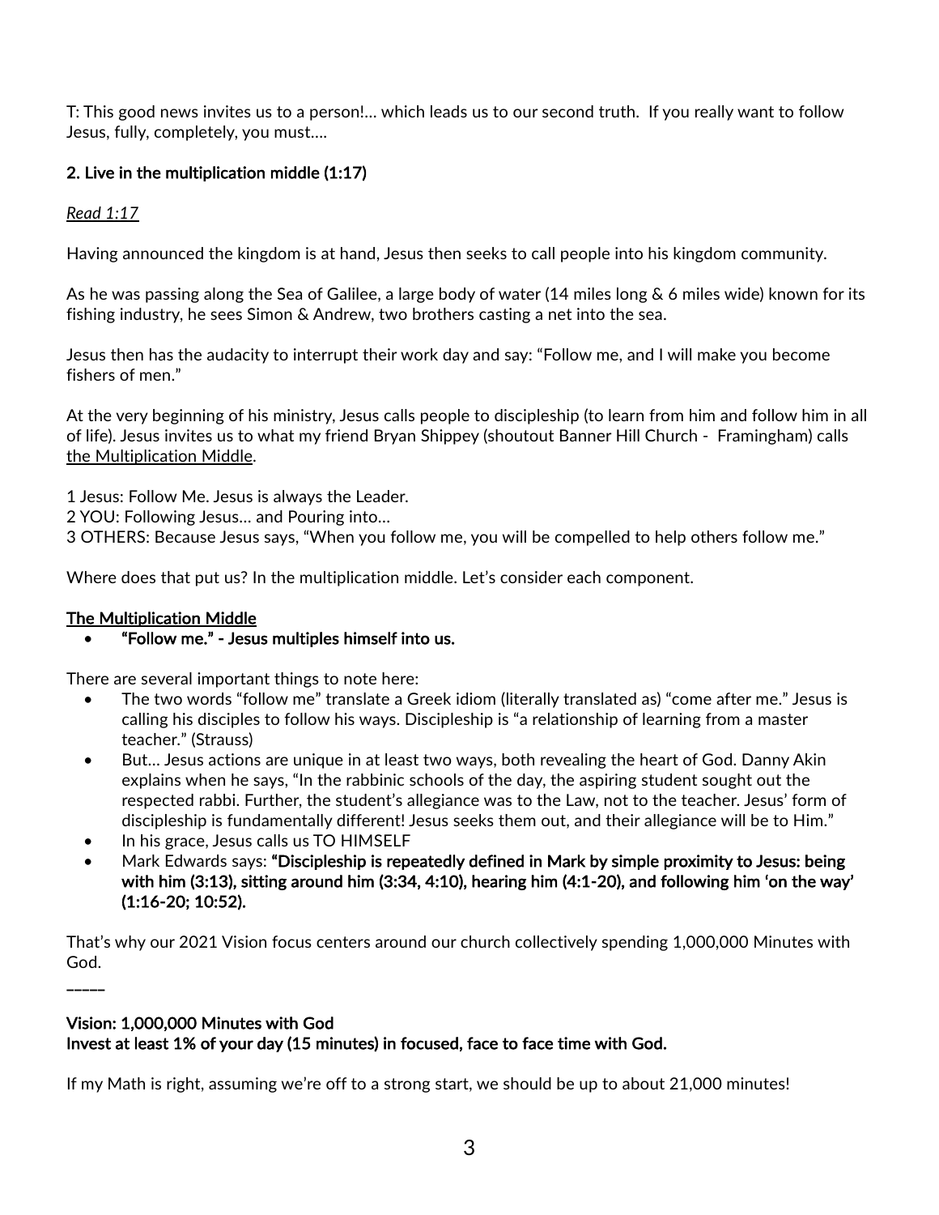T: This good news invites us to a person!… which leads us to our second truth. If you really want to follow Jesus, fully, completely, you must….

**2. Live in the multiplication middle (1:17)**

*Read 1:17*

Having announced the kingdom is at hand, Jesus then seeks to call people into his kingdom community.

As he was passing along the Sea of Galilee, a large body of water (14 miles long & 6 miles wide) known for its fishing industry, he sees Simon & Andrew, two brothers casting a net into the sea.

Jesus then has the audacity to interrupt their work day and say: "Follow me, and I will make you become fishers of men."

At the very beginning of his ministry, Jesus calls people to discipleship (to learn from him and follow him in all of life). Jesus invites us to what my friend Bryan Shippey (shoutout Banner Hill Church - Framingham) calls the Multiplication Middle.

1 Jesus: Follow Me. Jesus is always the Leader.
2 YOU: Following Jesus… and Pouring into…
3 OTHERS: Because Jesus says, "When you follow me, you will be compelled to help others follow me."

Where does that put us? In the multiplication middle. Let's consider each component.

**The Multiplication Middle**

- **"Follow me." - Jesus multiples himself into us.**

There are several important things to note here:

- The two words "follow me" translate a Greek idiom (literally translated as) "come after me." Jesus is calling his disciples to follow his ways. Discipleship is "a relationship of learning from a master teacher." (Strauss)
- But… Jesus actions are unique in at least two ways, both revealing the heart of God. Danny Akin explains when he says, "In the rabbinic schools of the day, the aspiring student sought out the respected rabbi. Further, the student's allegiance was to the Law, not to the teacher. Jesus' form of discipleship is fundamentally different! Jesus seeks them out, and their allegiance will be to Him."
- In his grace, Jesus calls us TO HIMSELF
- Mark Edwards says: **"Discipleship is repeatedly defined in Mark by simple proximity to Jesus: being with him (3:13), sitting around him (3:34, 4:10), hearing him (4:1-20), and following him 'on the way' (1:16-20; 10:52).**

That's why our 2021 Vision focus centers around our church collectively spending 1,000,000 Minutes with God.

\_\_\_\_\_

**Vision: 1,000,000 Minutes with God**
**Invest at least 1% of your day (15 minutes) in focused, face to face time with God.**

If my Math is right, assuming we're off to a strong start, we should be up to about 21,000 minutes!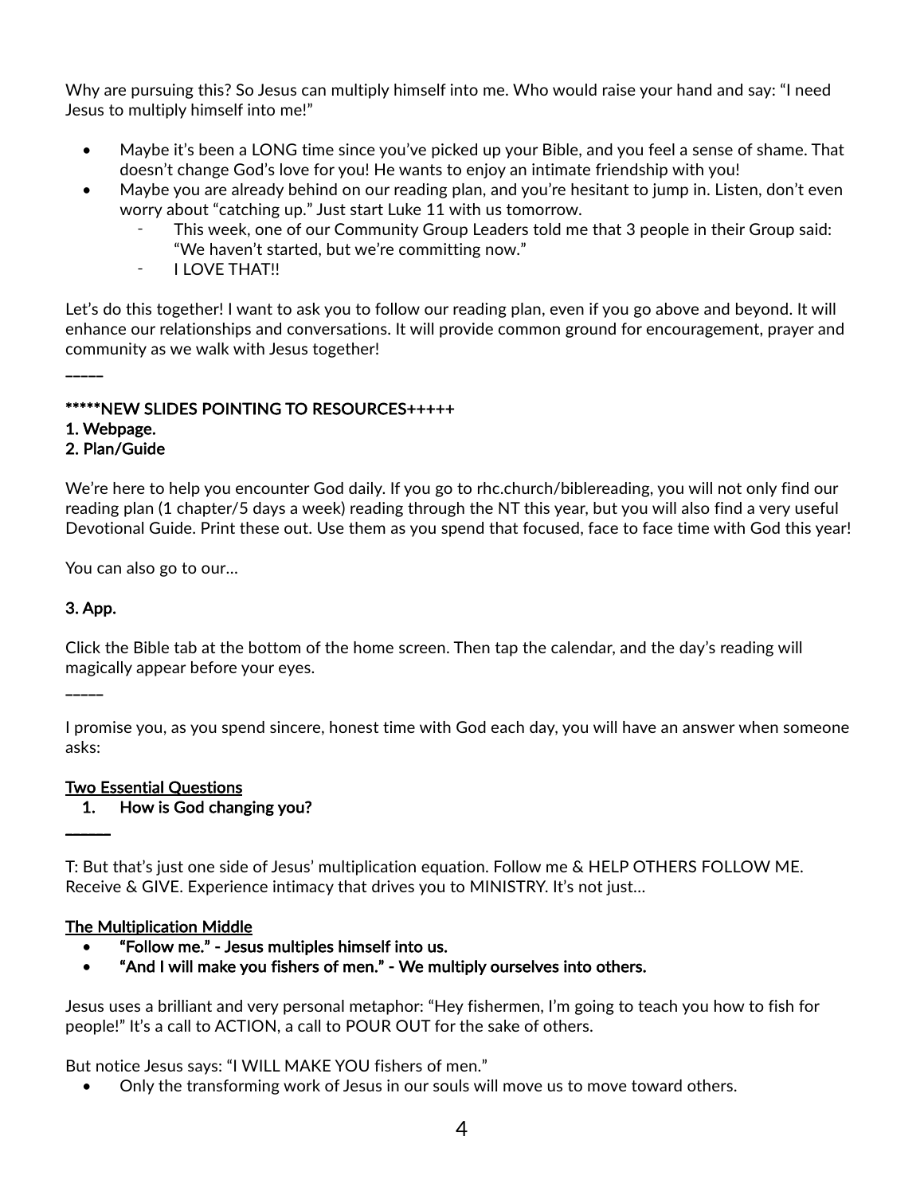Why are pursuing this? So Jesus can multiply himself into me. Who would raise your hand and say: "I need Jesus to multiply himself into me!"

- Maybe it's been a LONG time since you've picked up your Bible, and you feel a sense of shame. That doesn't change God's love for you! He wants to enjoy an intimate friendship with you!
- Maybe you are already behind on our reading plan, and you're hesitant to jump in. Listen, don't even worry about "catching up." Just start Luke 11 with us tomorrow.
  - This week, one of our Community Group Leaders told me that 3 people in their Group said: "We haven't started, but we're committing now."
  - I LOVE THAT!!

Let's do this together! I want to ask you to follow our reading plan, even if you go above and beyond. It will enhance our relationships and conversations. It will provide common ground for encouragement, prayer and community as we walk with Jesus together!

_____

*****NEW SLIDES POINTING TO RESOURCES+++++
1. Webpage.
2. Plan/Guide

We're here to help you encounter God daily. If you go to rhc.church/biblereading, you will not only find our reading plan (1 chapter/5 days a week) reading through the NT this year, but you will also find a very useful Devotional Guide. Print these out. Use them as you spend that focused, face to face time with God this year!

You can also go to our…

**3. App.**

Click the Bible tab at the bottom of the home screen. Then tap the calendar, and the day's reading will magically appear before your eyes.

_____

I promise you, as you spend sincere, honest time with God each day, you will have an answer when someone asks:

<u>Two Essential Questions</u>

1. How is God changing you?

______

T: But that's just one side of Jesus' multiplication equation. Follow me & HELP OTHERS FOLLOW ME. Receive & GIVE. Experience intimacy that drives you to MINISTRY. It's not just…

<u>The Multiplication Middle</u>

- "Follow me." - Jesus multiples himself into us.
- "And I will make you fishers of men." - We multiply ourselves into others.

Jesus uses a brilliant and very personal metaphor: "Hey fishermen, I'm going to teach you how to fish for people!" It's a call to ACTION, a call to POUR OUT for the sake of others.

But notice Jesus says: "I WILL MAKE YOU fishers of men."

- Only the transforming work of Jesus in our souls will move us to move toward others.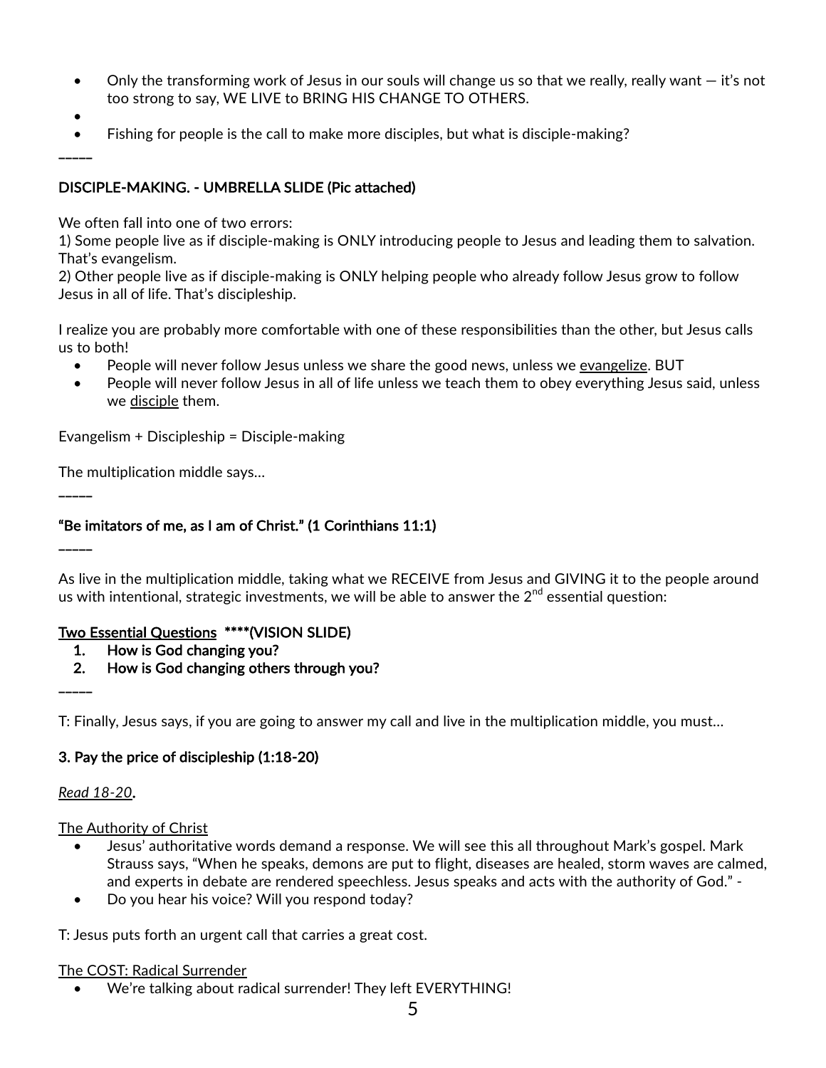- Only the transforming work of Jesus in our souls will change us so that we really, really want — it's not too strong to say, WE LIVE to BRING HIS CHANGE TO OTHERS.
- 
- Fishing for people is the call to make more disciples, but what is disciple-making?

_____

**DISCIPLE-MAKING. - UMBRELLA SLIDE (Pic attached)**

We often fall into one of two errors:
1) Some people live as if disciple-making is ONLY introducing people to Jesus and leading them to salvation. That's evangelism.
2) Other people live as if disciple-making is ONLY helping people who already follow Jesus grow to follow Jesus in all of life. That's discipleship.

I realize you are probably more comfortable with one of these responsibilities than the other, but Jesus calls us to both!

- People will never follow Jesus unless we share the good news, unless we <u>evangelize</u>. BUT
- People will never follow Jesus in all of life unless we teach them to obey everything Jesus said, unless we <u>disciple</u> them.

Evangelism + Discipleship = Disciple-making

The multiplication middle says…

_____

**"Be imitators of me, as I am of Christ." (1 Corinthians 11:1)**

_____

As live in the multiplication middle, taking what we RECEIVE from Jesus and GIVING it to the people around us with intentional, strategic investments, we will be able to answer the 2nd essential question:

**<u>Two Essential Questions</u> ****(VISION SLIDE)**

1. **How is God changing you?**
2. **How is God changing others through you?**

_____

T: Finally, Jesus says, if you are going to answer my call and live in the multiplication middle, you must…

**3. Pay the price of discipleship (1:18-20)**

*<u>Read 18-20</u>*.

<u>The Authority of Christ</u>

- Jesus' authoritative words demand a response. We will see this all throughout Mark's gospel. Mark Strauss says, "When he speaks, demons are put to flight, diseases are healed, storm waves are calmed, and experts in debate are rendered speechless. Jesus speaks and acts with the authority of God." -
- Do you hear his voice? Will you respond today?

T: Jesus puts forth an urgent call that carries a great cost.

<u>The COST: Radical Surrender</u>

- We're talking about radical surrender! They left EVERYTHING!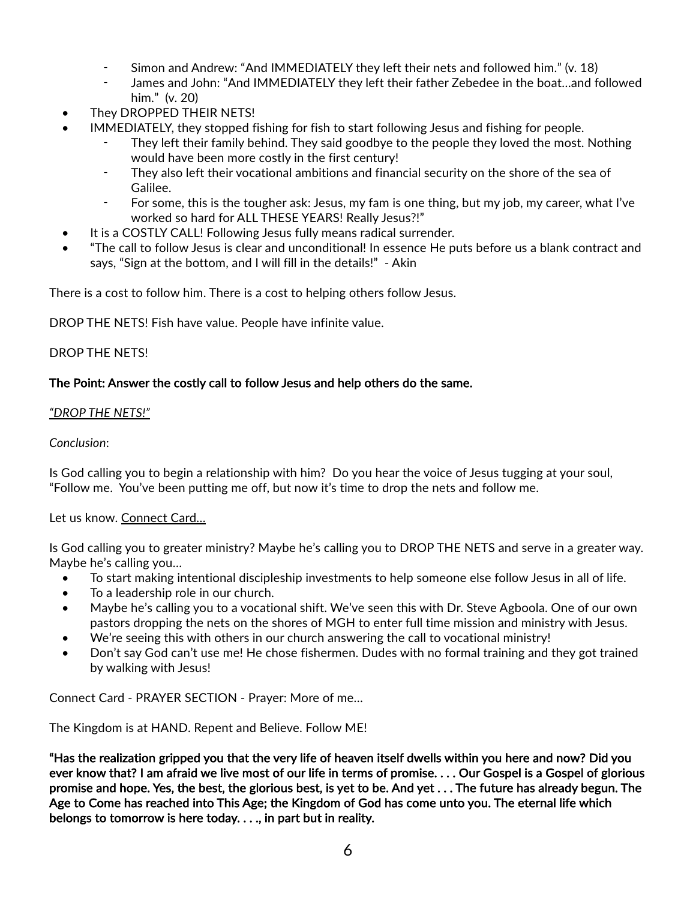- Simon and Andrew: "And IMMEDIATELY they left their nets and followed him." (v. 18)
  - James and John: "And IMMEDIATELY they left their father Zebedee in the boat…and followed him." (v. 20)
- They DROPPED THEIR NETS!
- IMMEDIATELY, they stopped fishing for fish to start following Jesus and fishing for people.
  - They left their family behind. They said goodbye to the people they loved the most. Nothing would have been more costly in the first century!
  - They also left their vocational ambitions and financial security on the shore of the sea of Galilee.
  - For some, this is the tougher ask: Jesus, my fam is one thing, but my job, my career, what I've worked so hard for ALL THESE YEARS! Really Jesus?!"
- It is a COSTLY CALL! Following Jesus fully means radical surrender.
- "The call to follow Jesus is clear and unconditional! In essence He puts before us a blank contract and says, "Sign at the bottom, and I will fill in the details!" - Akin

There is a cost to follow him. There is a cost to helping others follow Jesus.

DROP THE NETS! Fish have value. People have infinite value.

DROP THE NETS!

**The Point: Answer the costly call to follow Jesus and help others do the same.**

*"DROP THE NETS!"*

*Conclusion*:

Is God calling you to begin a relationship with him? Do you hear the voice of Jesus tugging at your soul, "Follow me. You've been putting me off, but now it's time to drop the nets and follow me.

Let us know. Connect Card…

Is God calling you to greater ministry? Maybe he's calling you to DROP THE NETS and serve in a greater way. Maybe he's calling you…

- To start making intentional discipleship investments to help someone else follow Jesus in all of life.
- To a leadership role in our church.
- Maybe he's calling you to a vocational shift. We've seen this with Dr. Steve Agboola. One of our own pastors dropping the nets on the shores of MGH to enter full time mission and ministry with Jesus.
- We're seeing this with others in our church answering the call to vocational ministry!
- Don't say God can't use me! He chose fishermen. Dudes with no formal training and they got trained by walking with Jesus!

Connect Card - PRAYER SECTION - Prayer: More of me…

The Kingdom is at HAND. Repent and Believe. Follow ME!

**"Has the realization gripped you that the very life of heaven itself dwells within you here and now? Did you ever know that? I am afraid we live most of our life in terms of promise. . . . Our Gospel is a Gospel of glorious promise and hope. Yes, the best, the glorious best, is yet to be. And yet . . . The future has already begun. The Age to Come has reached into This Age; the Kingdom of God has come unto you. The eternal life which belongs to tomorrow is here today. . . ., in part but in reality.**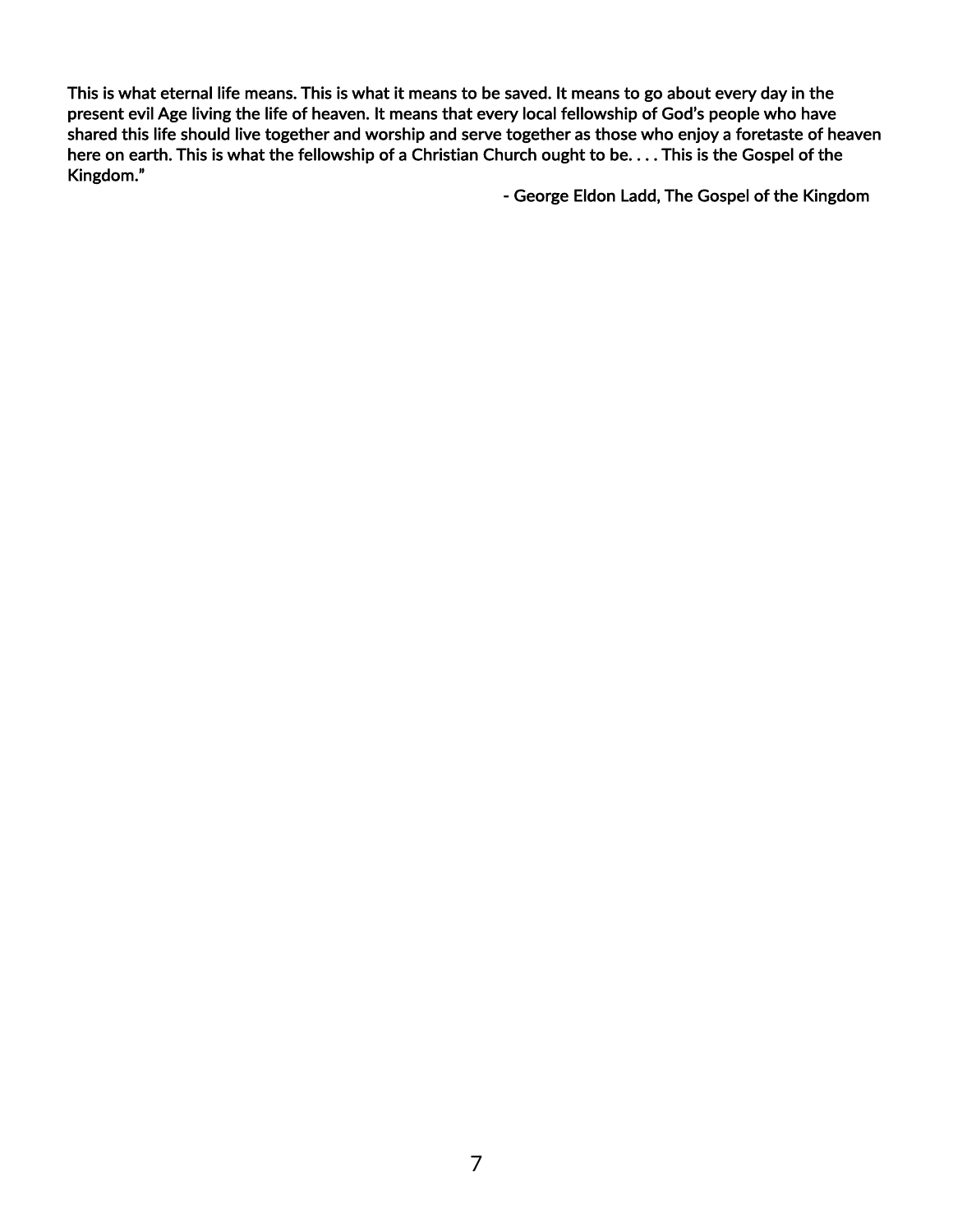This is what eternal life means. This is what it means to be saved. It means to go about every day in the present evil Age living the life of heaven. It means that every local fellowship of God's people who have shared this life should live together and worship and serve together as those who enjoy a foretaste of heaven here on earth. This is what the fellowship of a Christian Church ought to be. . . . This is the Gospel of the Kingdom."

- George Eldon Ladd, The Gospel of the Kingdom